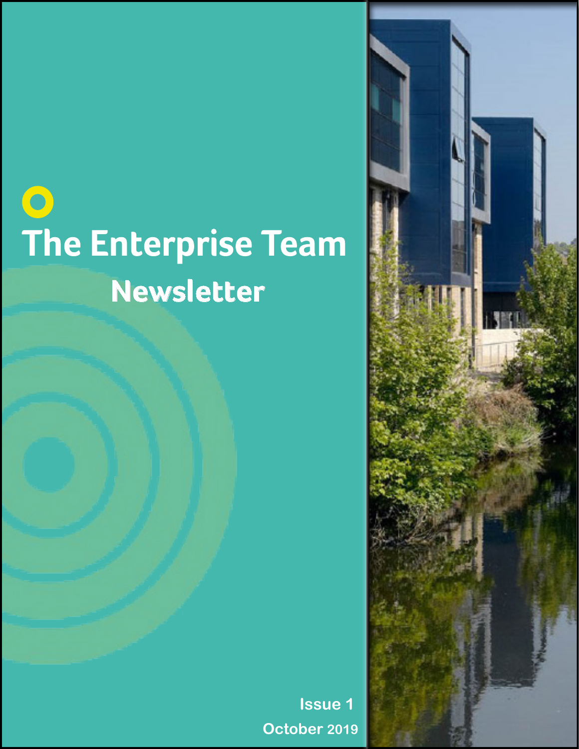# The Enterprise Team

## Newsletter

Issue 1

October 2019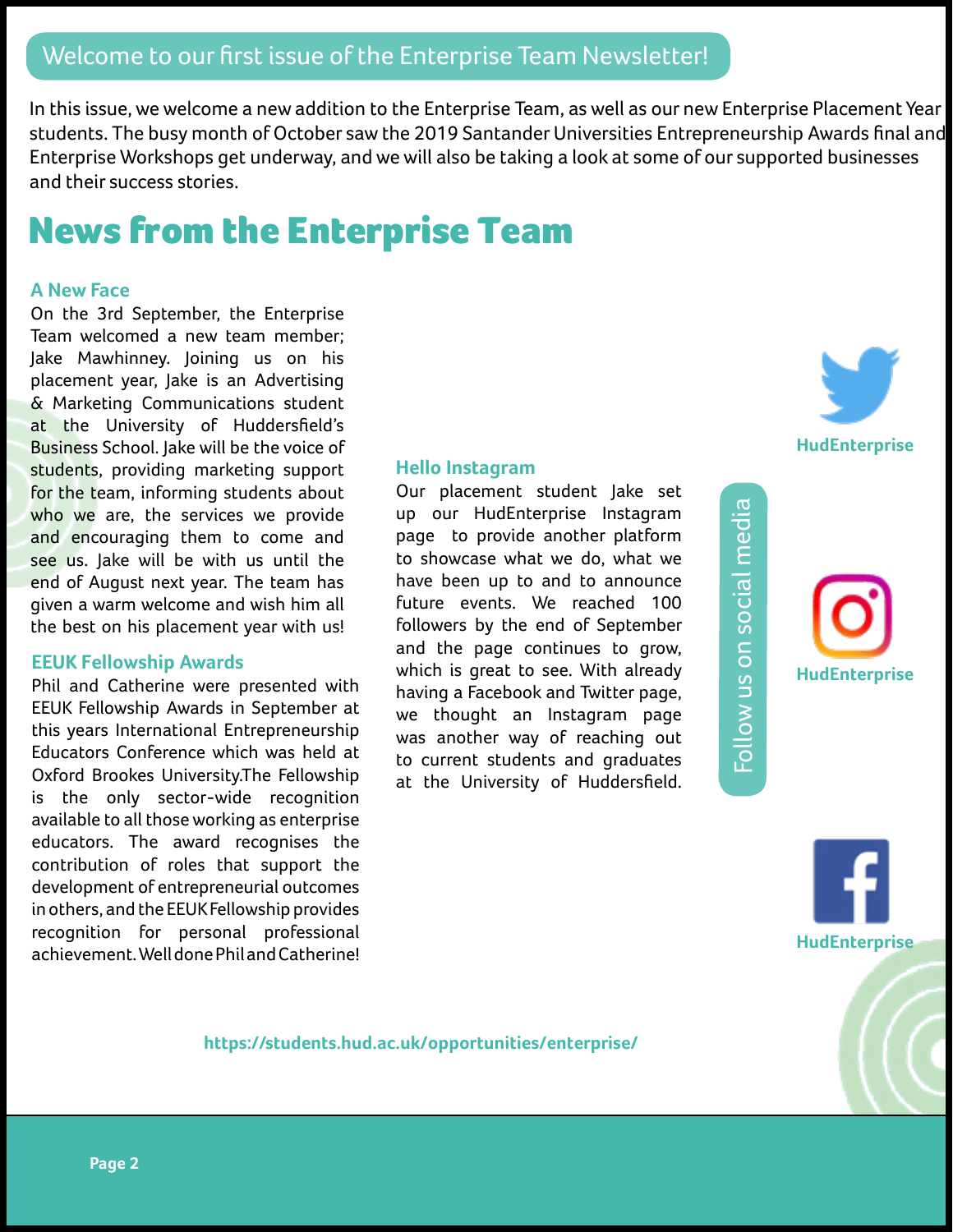## Welcome to our first issue of the Enterprise Team Newsletter!

In this issue, we welcome a new addition to the Enterprise Team, as well as our new Enterprise Placement Year students. The busy month of October saw the 2019 Santander Universities Entrepreneurship Awards final and Enterprise Workshops get underway, and we will also be taking a look at some of our supported businesses and their success stories.

# News from the Enterprise Team

### A New Face

On the 3rd September, the Enterprise Team welcomed a new team member; Jake Mawhinney. Joining us on his placement year, Jake is an Advertising & Marketing Communications student at the University of Huddersfield's Business School. Jake will be the voice of students, providing marketing support for the team, informing students about who we are, the services we provide and encouraging them to come and see us. Jake will be with us until the end of August next year. The team has given a warm welcome and wish him all the best on his placement year with us!

### EEUK Fellowship Awards

Phil and Catherine were presented with EEUK Fellowship Awards in September at this years International Entrepreneurship Educators Conference which was held at Oxford Brookes University.The Fellowship is the only sector-wide recognition available to all those working as enterprise educators. The award recognises the contribution of roles that support the development of entrepreneurial outcomes in others, and the EEUK Fellowship provides recognition for personal professional achievement. Well done Phil and Catherine!

### Hello Instagram

Our placement student Jake set up our HudEnterprise Instagram page to provide another platform to showcase what we do, what we have been up to and to announce future events. We reached 100 followers by the end of September and the page continues to grow, which is great to see. With already having a Facebook and Twitter page, we thought an Instagram page was another way of reaching out to current students and graduates at the University of Huddersfield.

**Follow us on social media**

**HudEnterprise**

**HudEnterprise**

**HudEnterprise**

**https://students.hud.ac.uk/opportunities/enterprise/**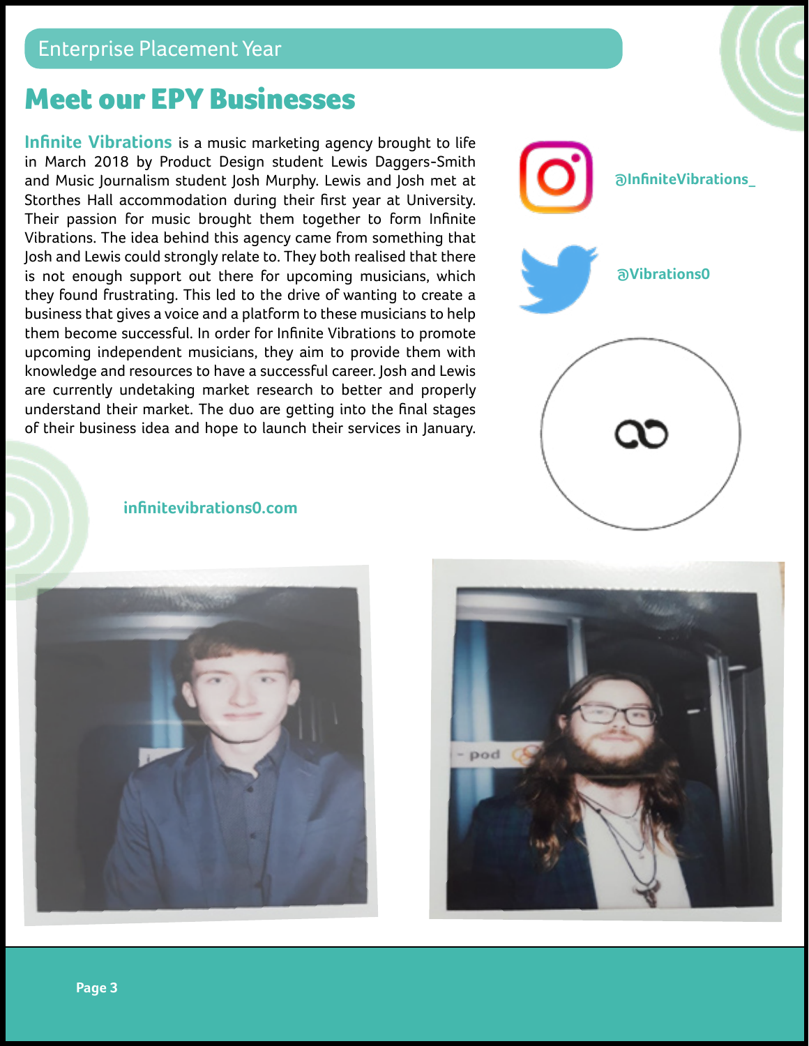Enterprise Placement Year

# Meet our EPY Businesses

**Infinite Vibrations** is a music marketing agency brought to life in March 2018 by Product Design student Lewis Daggers-Smith and Music Journalism student Josh Murphy. Lewis and Josh met at Storthes Hall accommodation during their first year at University. Their passion for music brought them together to form Infinite Vibrations. The idea behind this agency came from something that Josh and Lewis could strongly relate to. They both realised that there is not enough support out there for upcoming musicians, which they found frustrating. This led to the drive of wanting to create a business that gives a voice and a platform to these musicians to help them become successful. In order for Infinite Vibrations to promote upcoming independent musicians, they aim to provide them with knowledge and resources to have a successful career. Josh and Lewis are currently undetaking market research to better and properly understand their market. The duo are getting into the final stages of their business idea and hope to launch their services in January.

@InfiniteVibrations_

@Vibrations0

infinitevibrations0.com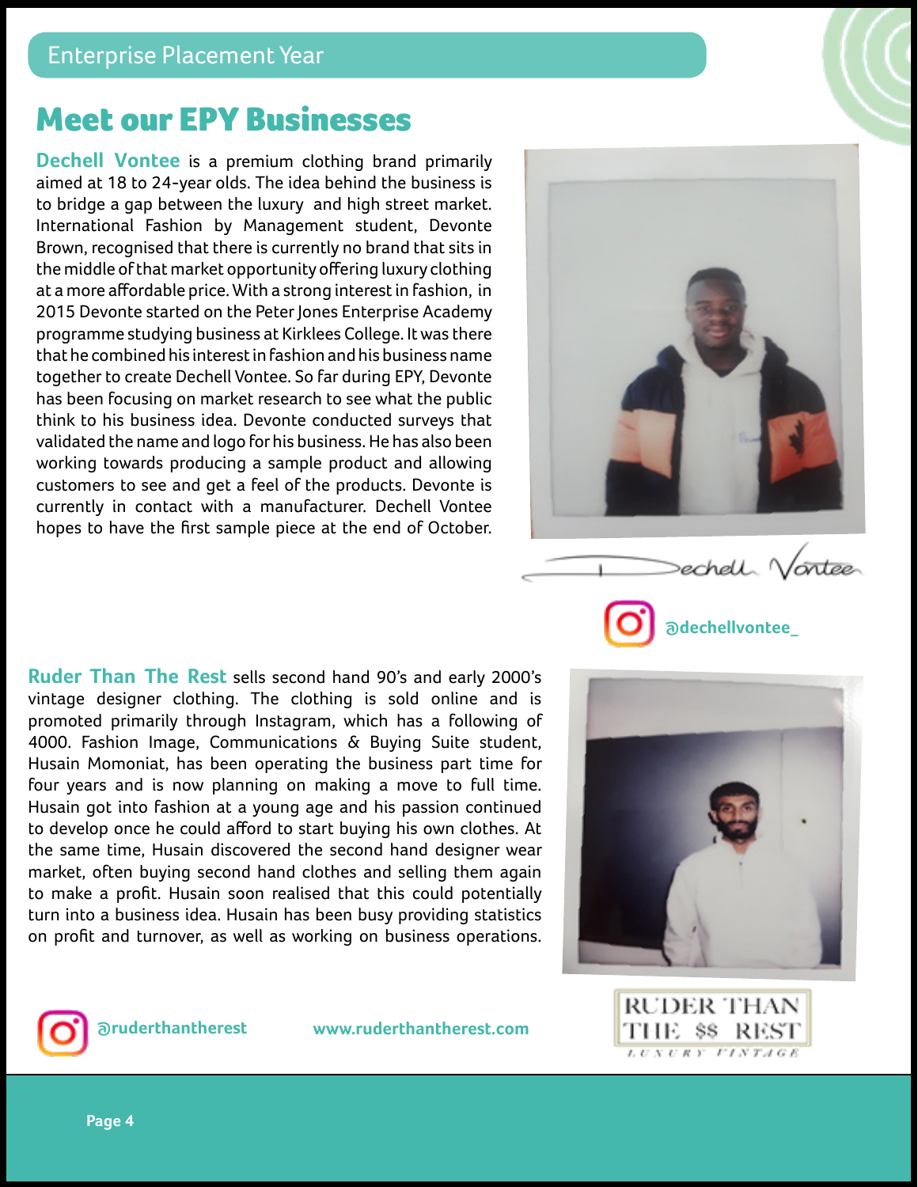Enterprise Placement Year

# Meet our EPY Businesses

**Dechell Vontee** is a premium clothing brand primarily aimed at 18 to 24-year olds. The idea behind the business is to bridge a gap between the luxury and high street market. International Fashion by Management student, Devonte Brown, recognised that there is currently no brand that sits in the middle of that market opportunity offering luxury clothing at a more affordable price. With a strong interest in fashion, in 2015 Devonte started on the Peter Jones Enterprise Academy programme studying business at Kirklees College. It was there that he combined his interest in fashion and his business name together to create Dechell Vontee. So far during EPY, Devonte has been focusing on market research to see what the public think to his business idea. Devonte conducted surveys that validated the name and logo for his business. He has also been working towards producing a sample product and allowing customers to see and get a feel of the products. Devonte is currently in contact with a manufacturer. Dechell Vontee hopes to have the first sample piece at the end of October.

Dechell Vontee

@dechellvontee_

**Ruder Than The Rest** sells second hand 90's and early 2000's vintage designer clothing. The clothing is sold online and is promoted primarily through Instagram, which has a following of 4000. Fashion Image, Communications & Buying Suite student, Husain Momoniat, has been operating the business part time for four years and is now planning on making a move to full time. Husain got into fashion at a young age and his passion continued to develop once he could afford to start buying his own clothes. At the same time, Husain discovered the second hand designer wear market, often buying second hand clothes and selling them again to make a profit. Husain soon realised that this could potentially turn into a business idea. Husain has been busy providing statistics on profit and turnover, as well as working on business operations.

@ruderthantherest

www.ruderthantherest.com

RUDER THAN THE $$ REST
LUXURY VINTAGE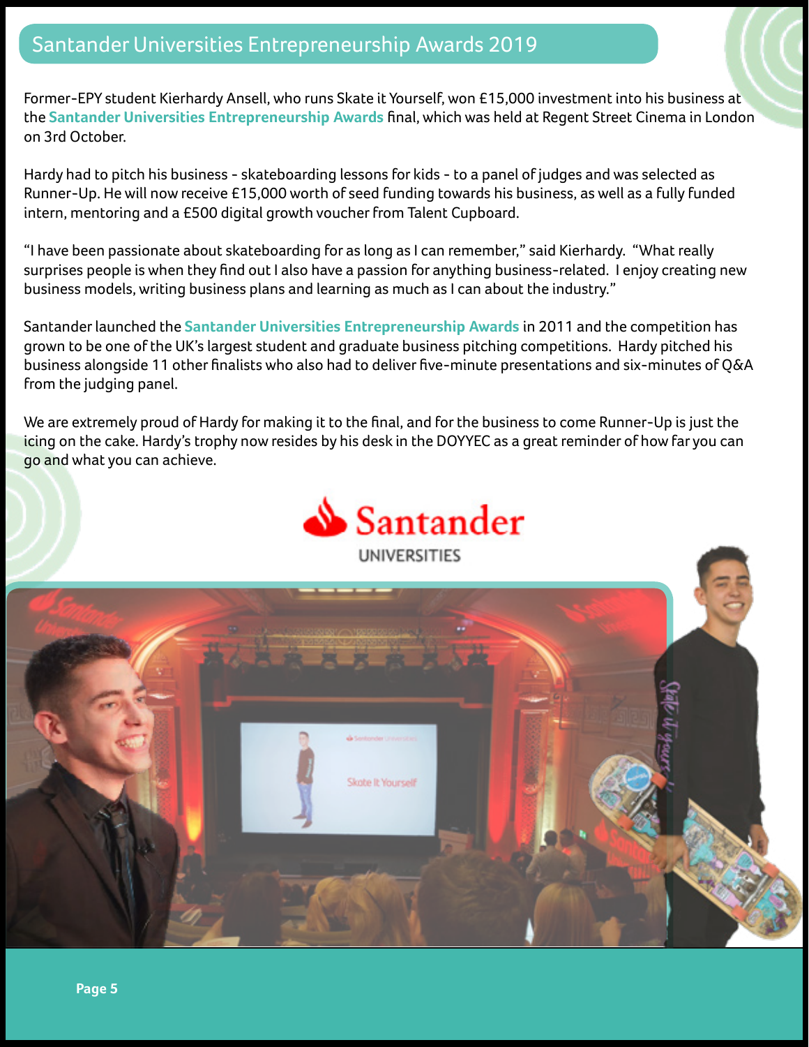# Santander Universities Entrepreneurship Awards 2019

Former-EPY student Kierhardy Ansell, who runs Skate it Yourself, won £15,000 investment into his business at the **Santander Universities Entrepreneurship Awards** final, which was held at Regent Street Cinema in London on 3rd October.

Hardy had to pitch his business - skateboarding lessons for kids - to a panel of judges and was selected as Runner-Up. He will now receive £15,000 worth of seed funding towards his business, as well as a fully funded intern, mentoring and a £500 digital growth voucher from Talent Cupboard.

"I have been passionate about skateboarding for as long as I can remember," said Kierhardy. "What really surprises people is when they find out I also have a passion for anything business-related. I enjoy creating new business models, writing business plans and learning as much as I can about the industry."

Santander launched the **Santander Universities Entrepreneurship Awards** in 2011 and the competition has grown to be one of the UK's largest student and graduate business pitching competitions. Hardy pitched his business alongside 11 other finalists who also had to deliver five-minute presentations and six-minutes of Q&A from the judging panel.

We are extremely proud of Hardy for making it to the final, and for the business to come Runner-Up is just the icing on the cake. Hardy's trophy now resides by his desk in the DOYYEC as a great reminder of how far you can go and what you can achieve.

Santander UNIVERSITIES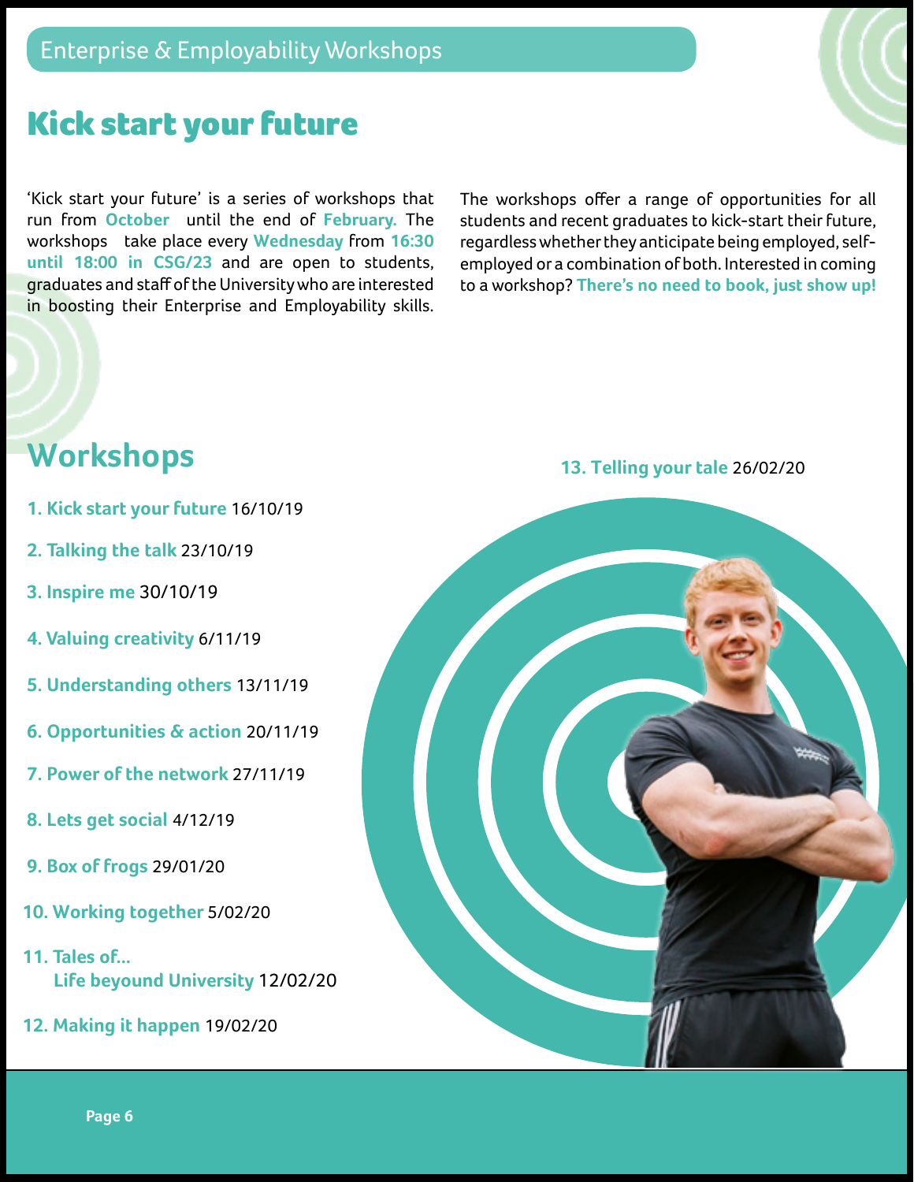# Kick start your future

'Kick start your future' is a series of workshops that run from **October** until the end of **February.** The workshops take place every **Wednesday** from **16:30 until 18:00 in CSG/23** and are open to students, graduates and staff of the University who are interested in boosting their Enterprise and Employability skills.

The workshops offer a range of opportunities for all students and recent graduates to kick-start their future, regardless whether they anticipate being employed, self-employed or a combination of both. Interested in coming to a workshop? **There's no need to book, just show up!**

## Workshops

1. **Kick start your future** 16/10/19
2. **Talking the talk** 23/10/19
3. **Inspire me** 30/10/19
4. **Valuing creativity** 6/11/19
5. **Understanding others** 13/11/19
6. **Opportunities & action** 20/11/19
7. **Power of the network** 27/11/19
8. **Lets get social** 4/12/19
9. **Box of frogs** 29/01/20
10. **Working together** 5/02/20
11. **Tales of... Life beyound University** 12/02/20
12. **Making it happen** 19/02/20
13. **Telling your tale** 26/02/20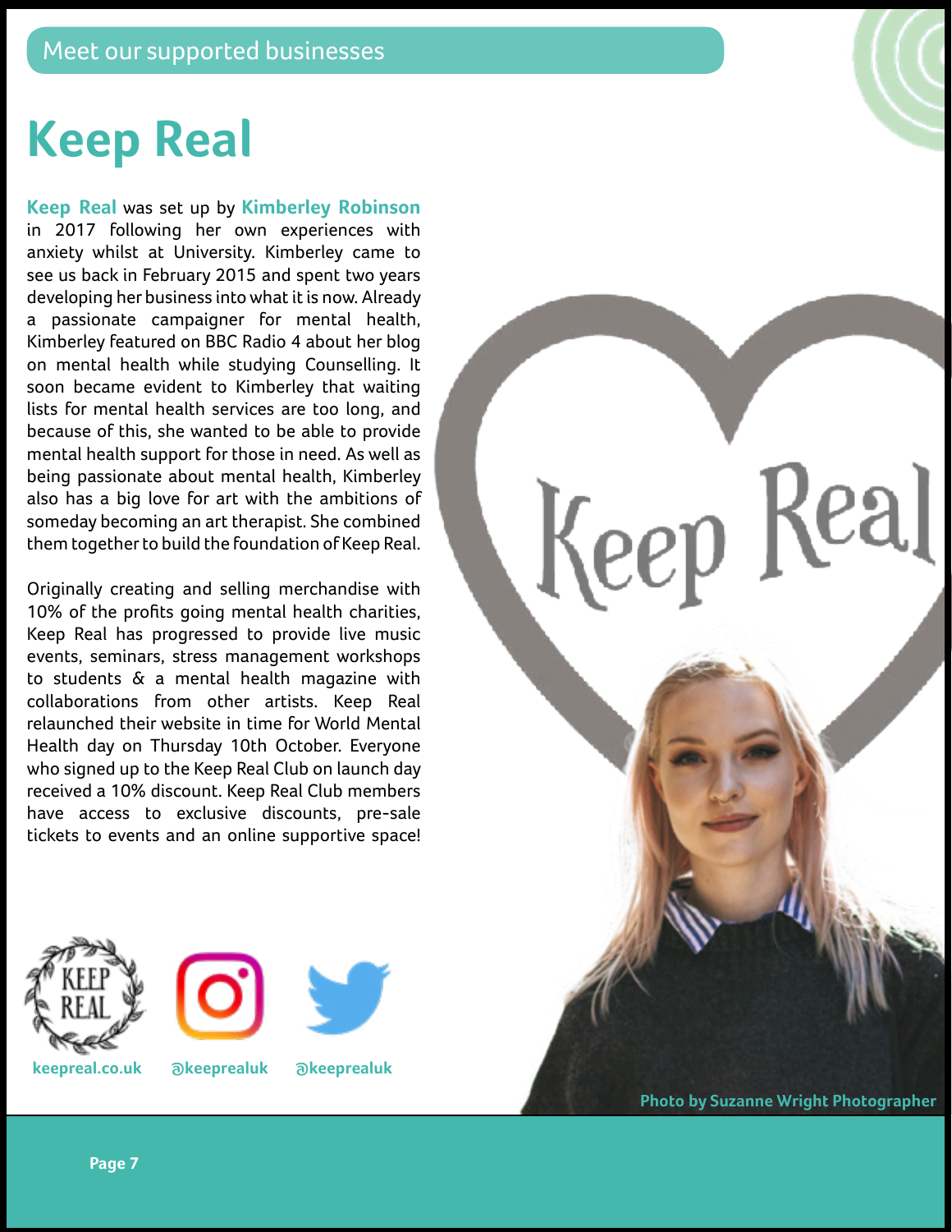Meet our supported businesses

# Keep Real

**Keep Real** was set up by **Kimberley Robinson** in 2017 following her own experiences with anxiety whilst at University. Kimberley came to see us back in February 2015 and spent two years developing her business into what it is now. Already a passionate campaigner for mental health, Kimberley featured on BBC Radio 4 about her blog on mental health while studying Counselling. It soon became evident to Kimberley that waiting lists for mental health services are too long, and because of this, she wanted to be able to provide mental health support for those in need. As well as being passionate about mental health, Kimberley also has a big love for art with the ambitions of someday becoming an art therapist. She combined them together to build the foundation of Keep Real.

Originally creating and selling merchandise with 10% of the profits going mental health charities, Keep Real has progressed to provide live music events, seminars, stress management workshops to students & a mental health magazine with collaborations from other artists. Keep Real relaunched their website in time for World Mental Health day on Thursday 10th October. Everyone who signed up to the Keep Real Club on launch day received a 10% discount. Keep Real Club members have access to exclusive discounts, pre-sale tickets to events and an online supportive space!

**keepreal.co.uk** **@keeprealuk** **@keeprealuk**

**Photo by Suzanne Wright Photographer**